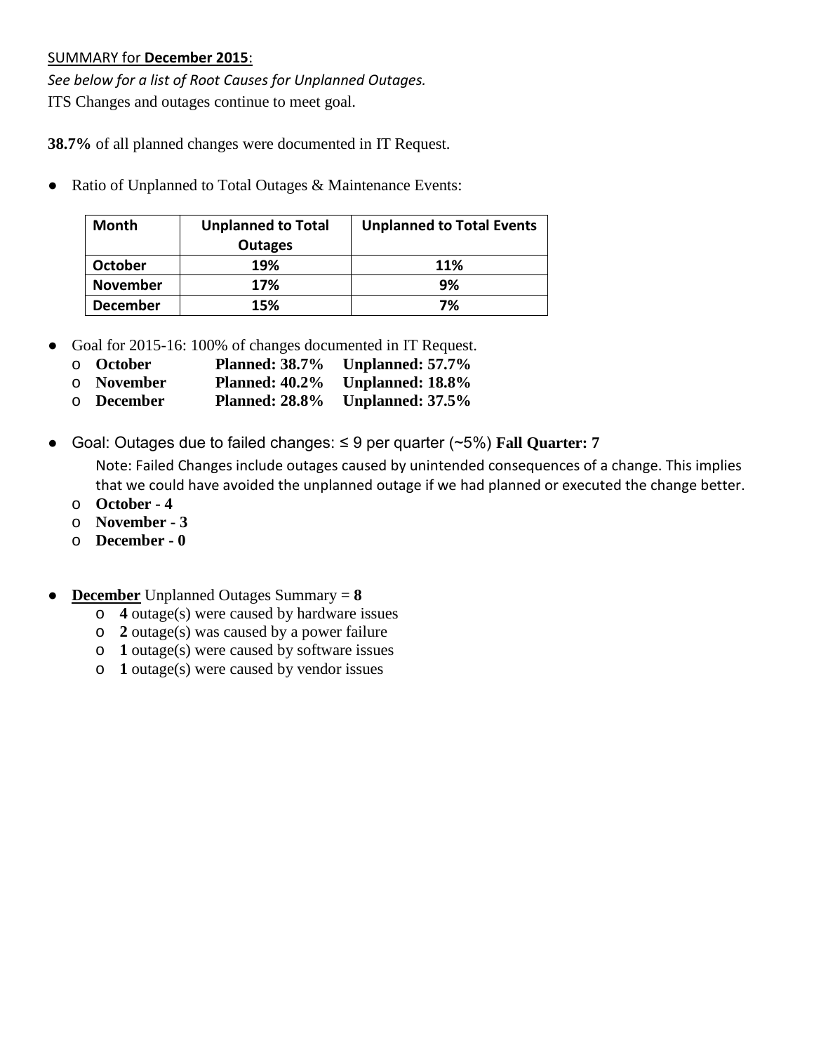SUMMARY for **December 2015**:

*See below for a list of Root Causes for Unplanned Outages.*

ITS Changes and outages continue to meet goal.

**38.7%** of all planned changes were documented in IT Request.

- Ratio of Unplanned to Total Outages & Maintenance Events:

| Month | Unplanned to Total Outages | Unplanned to Total Events |
|---|---|---|
| October | 19% | 11% |
| November | 17% | 9% |
| December | 15% | 7% |

- Goal for 2015-16: 100% of changes documented in IT Request.
  - **October Planned: 38.7% Unplanned: 57.7%**
  - **November Planned: 40.2% Unplanned: 18.8%**
  - **December Planned: 28.8% Unplanned: 37.5%**

- Goal: Outages due to failed changes: ≤ 9 per quarter (~5%) **Fall Quarter: 7**

  Note: Failed Changes include outages caused by unintended consequences of a change. This implies that we could have avoided the unplanned outage if we had planned or executed the change better.
  - **October - 4**
  - **November - 3**
  - **December - 0**

- **December** Unplanned Outages Summary = **8**
  - **4** outage(s) were caused by hardware issues
  - **2** outage(s) was caused by a power failure
  - **1** outage(s) were caused by software issues
  - **1** outage(s) were caused by vendor issues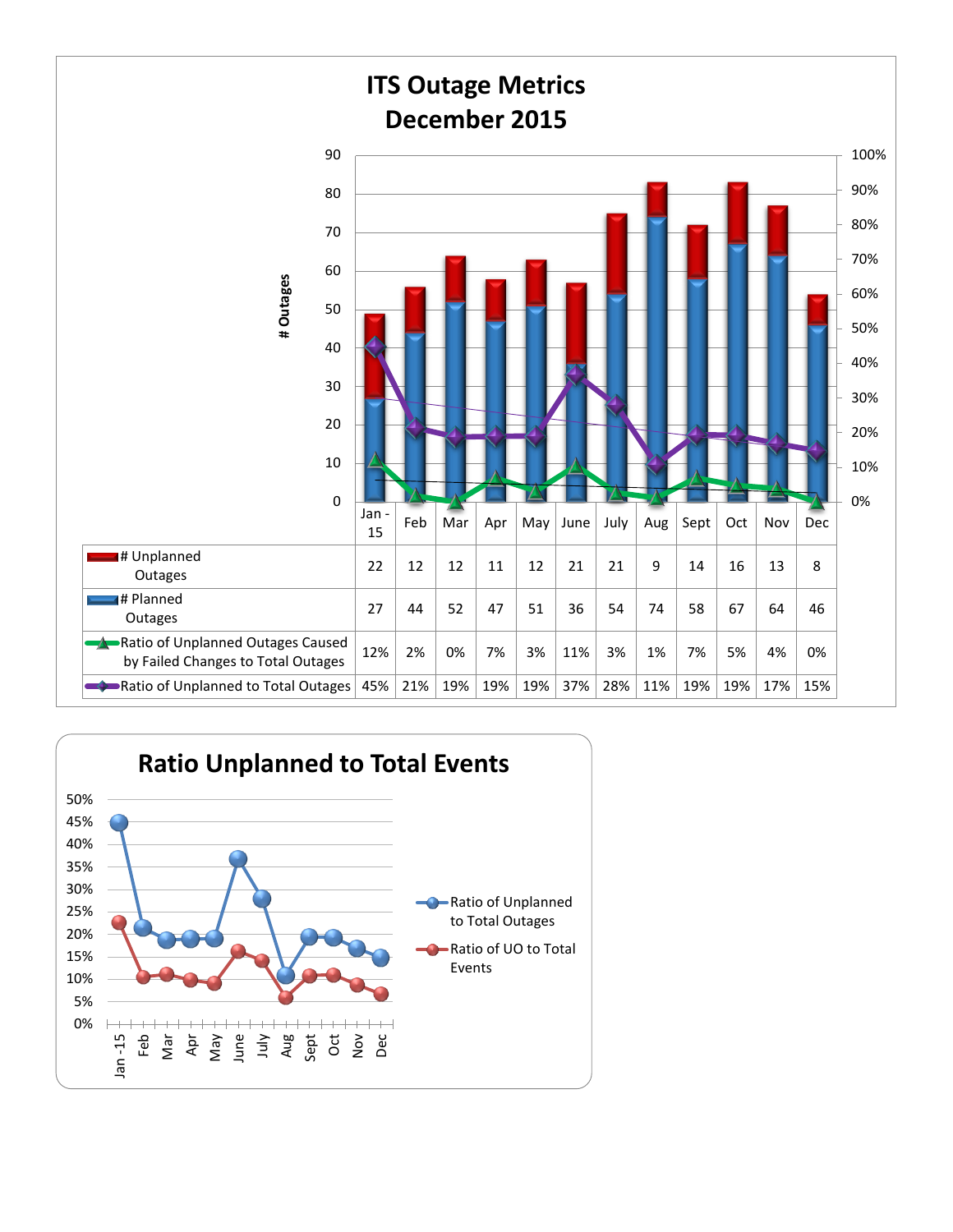# ITS Outage Metrics
## December 2015

| | Jan - 15 | Feb | Mar | Apr | May | June | July | Aug | Sept | Oct | Nov | Dec |
|---|---|---|---|---|---|---|---|---|---|---|---|---|
| # Unplanned Outages | 22 | 12 | 12 | 11 | 12 | 21 | 21 | 9 | 14 | 16 | 13 | 8 |
| # Planned Outages | 27 | 44 | 52 | 47 | 51 | 36 | 54 | 74 | 58 | 67 | 64 | 46 |
| Ratio of Unplanned Outages Caused by Failed Changes to Total Outages | 12% | 2% | 0% | 7% | 3% | 11% | 3% | 1% | 7% | 5% | 4% | 0% |
| Ratio of Unplanned to Total Outages | 45% | 21% | 19% | 19% | 19% | 37% | 28% | 11% | 19% | 19% | 17% | 15% |

## Ratio Unplanned to Total Events

Legend: Ratio of Unplanned to Total Outages; Ratio of UO to Total Events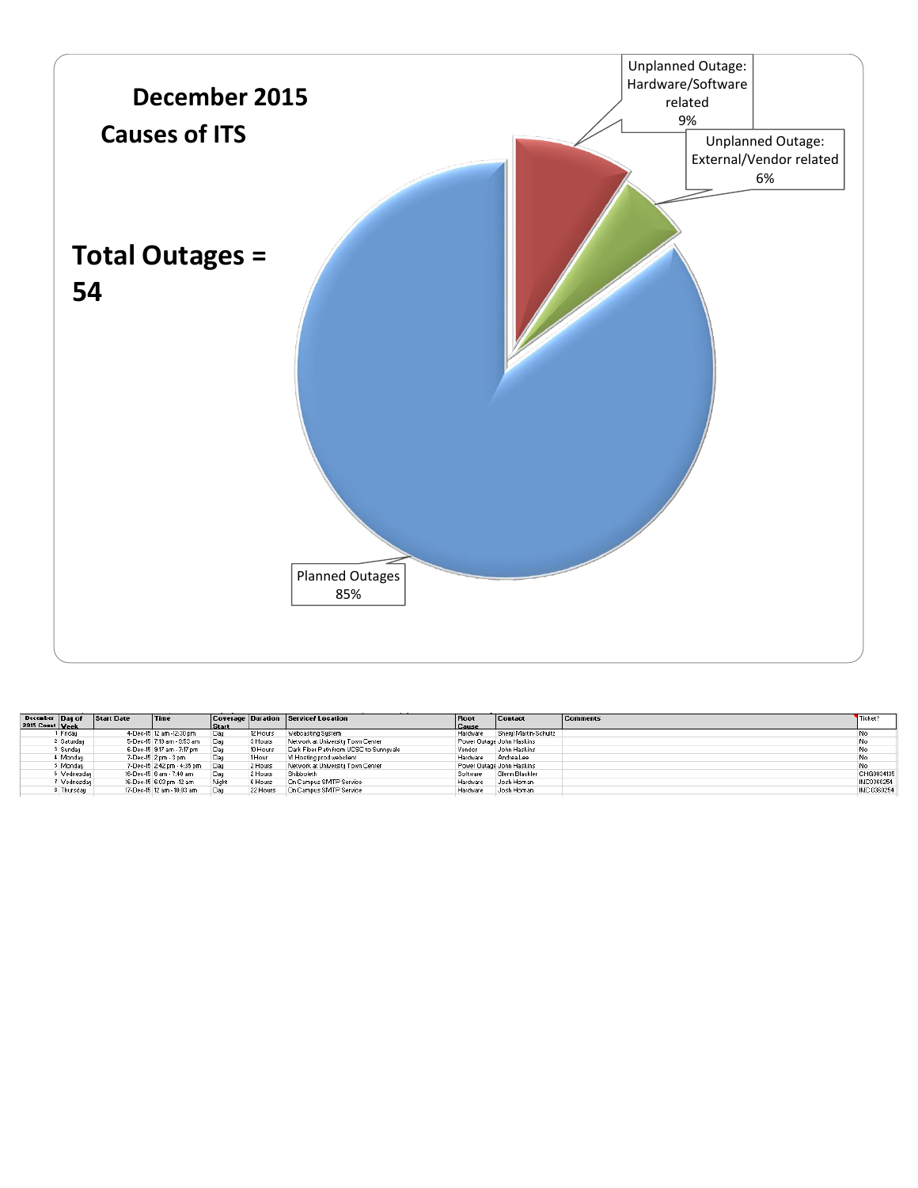December 2015

Causes of ITS

Total Outages = 54

Unplanned Outage: Hardware/Software related 9%

Unplanned Outage: External/Vendor related 6%

Planned Outages 85%

| December 2015 Count | Day of Week | Start Date | Time | Coverage Start | Duration | Service/ Location | Root Cause | Contact | Comments | Ticket? |
|---|---|---|---|---|---|---|---|---|---|---|
| 1 | Friday | 4-Dec-15 | 12 am -12:30 pm | Day | 12 Hours | Webcasting System | Hardware | Sheryl Martin-Schultz | | No |
| 2 | Saturday | 5-Dec-15 | 7:10 am - 9:53 am | Day | 3 Hours | Network at University Town Center | Power Outage | John Haskins | | No |
| 3 | Sunday | 6-Dec-15 | 9:17 am - 7:17 pm | Day | 10 Hours | Dark Fiber Path from UCSC to Sunnyvale | Vendor | John Haskins | | No |
| 4 | Monday | 7-Dec-15 | 2 pm - 3 pm | Day | 1 Hour | VI Hosting prod webclient | Hardware | Andrea Lee | | No |
| 5 | Monday | 7-Dec-15 | 2:42 pm - 4:35 pm | Day | 2 Hours | Network at University Town Center | Power Outage | John Haskins | | No |
| 6 | Wednesday | 16-Dec-15 | 6 am - 7:40 am | Day | 2 Hours | Shibboleth | Software | Glenn Blackler | | CHG0034135 |
| 7 | Wednesday | 16-Dec-15 | 6:03 pm -12 am | Night | 6 Hours | On Campus SMTP Service | Hardware | Josh Homan | | INC0360254 |
| 8 | Thursday | 17-Dec-15 | 12 am - 10:03 am | Day | 22 Hours | On Campus SMTP Service | Hardware | Josh Homan | | INC0360254 |